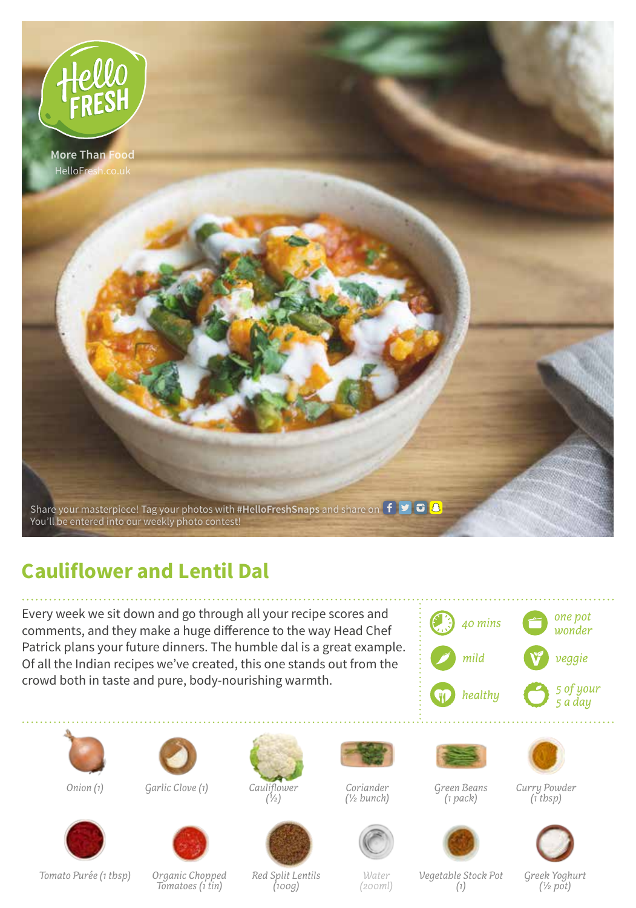More Than Food
HelloFresh.co.uk

Share your masterpiece! Tag your photos with **#HelloFreshSnaps** and share on
You'll be entered into our weekly photo contest!

# Cauliflower and Lentil Dal

Every week we sit down and go through all your recipe scores and comments, and they make a huge difference to the way Head Chef Patrick plans your future dinners. The humble dal is a great example. Of all the Indian recipes we've created, this one stands out from the crowd both in taste and pure, body-nourishing warmth.

*40 mins* · *one pot wonder* · *mild* · *veggie* · *healthy* · *5 of your 5 a day*

- *Onion (1)*
- *Garlic Clove (1)*
- *Cauliflower (½)*
- *Coriander (½ bunch)*
- *Green Beans (1 pack)*
- *Curry Powder (1 tbsp)*
- *Tomato Purée (1 tbsp)*
- *Organic Chopped Tomatoes (1 tin)*
- *Red Split Lentils (100g)*
- *Water (200ml)*
- *Vegetable Stock Pot (1)*
- *Greek Yoghurt (½ pot)*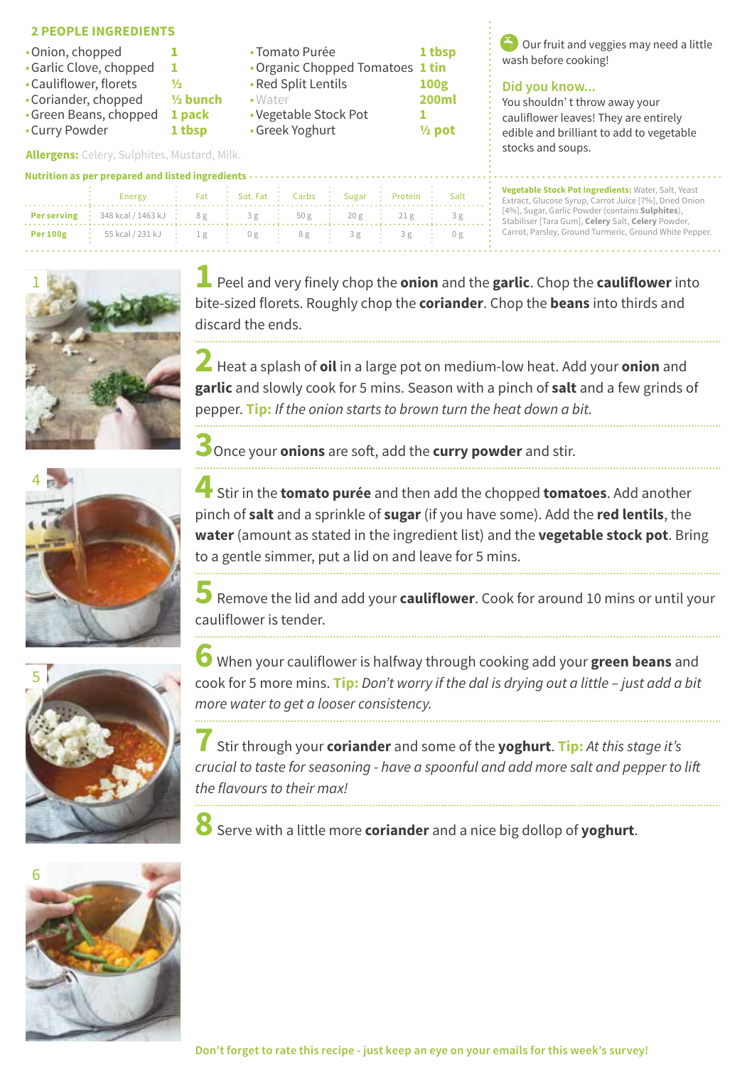## 2 PEOPLE INGREDIENTS

- Onion, chopped **1**
- Garlic Clove, chopped **1**
- Cauliflower, florets **½**
- Coriander, chopped **½ bunch**
- Green Beans, chopped **1 pack**
- Curry Powder **1 tbsp**
- Tomato Purée **1 tbsp**
- Organic Chopped Tomatoes **1 tin**
- Red Split Lentils **100g**
- Water **200ml**
- Vegetable Stock Pot **1**
- Greek Yoghurt **½ pot**

**Allergens:** Celery, Sulphites, Mustard, Milk.

Our fruit and veggies may need a little wash before cooking!

### Did you know...

You shouldn' t throw away your cauliflower leaves! They are entirely edible and brilliant to add to vegetable stocks and soups.

**Nutrition as per prepared and listed ingredients**

| | Energy | Fat | Sat. Fat | Carbs | Sugar | Protein | Salt |
|---|---|---|---|---|---|---|---|
| **Per serving** | 348 kcal / 1463 kJ | 8 g | 3 g | 50 g | 20 g | 21 g | 3 g |
| **Per 100g** | 55 kcal / 231 kJ | 1 g | 0 g | 8 g | 3 g | 3 g | 0 g |

**Vegetable Stock Pot Ingredients:** Water, Salt, Yeast Extract, Glucose Syrup, Carrot Juice [7%], Dried Onion [4%], Sugar, Garlic Powder (contains **Sulphites**), Stabiliser [Tara Gum], **Celery** Salt, **Celery** Powder, Carrot, Parsley, Ground Turmeric, Ground White Pepper.

**1** Peel and very finely chop the **onion** and the **garlic**. Chop the **cauliflower** into bite-sized florets. Roughly chop the **coriander**. Chop the **beans** into thirds and discard the ends.

**2** Heat a splash of **oil** in a large pot on medium-low heat. Add your **onion** and **garlic** and slowly cook for 5 mins. Season with a pinch of **salt** and a few grinds of pepper. **Tip:** *If the onion starts to brown turn the heat down a bit.*

**3** Once your **onions** are soft, add the **curry powder** and stir.

**4** Stir in the **tomato purée** and then add the chopped **tomatoes**. Add another pinch of **salt** and a sprinkle of **sugar** (if you have some). Add the **red lentils**, the **water** (amount as stated in the ingredient list) and the **vegetable stock pot**. Bring to a gentle simmer, put a lid on and leave for 5 mins.

**5** Remove the lid and add your **cauliflower**. Cook for around 10 mins or until your cauliflower is tender.

**6** When your cauliflower is halfway through cooking add your **green beans** and cook for 5 more mins. **Tip:** *Don't worry if the dal is drying out a little – just add a bit more water to get a looser consistency.*

**7** Stir through your **coriander** and some of the **yoghurt**. **Tip:** *At this stage it's crucial to taste for seasoning - have a spoonful and add more salt and pepper to lift the flavours to their max!*

**8** Serve with a little more **coriander** and a nice big dollop of **yoghurt**.

**Don't forget to rate this recipe - just keep an eye on your emails for this week's survey!**